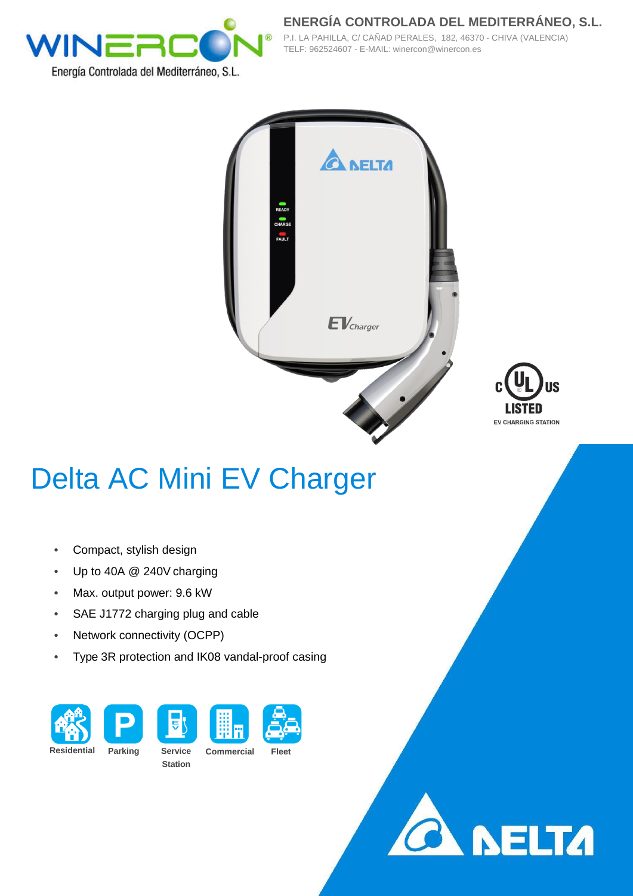**ENERGÍA CONTROLADA DEL MEDITERRÁNEO, S.L.**

P.I. LA PAHILLA, C/ CAÑAD PERALES, 182, 46370 - CHIVA (VALENCIA)
TELF: 962524607 - E-MAIL: winercon@winercon.es

Energía Controlada del Mediterráneo, S.L.

# Delta AC Mini EV Charger

- Compact, stylish design
- Up to 40A @ 240V charging
- Max. output power: 9.6 kW
- SAE J1772 charging plug and cable
- Network connectivity (OCPP)
- Type 3R protection and IK08 vandal-proof casing

Residential | Parking | Service Station | Commercial | Fleet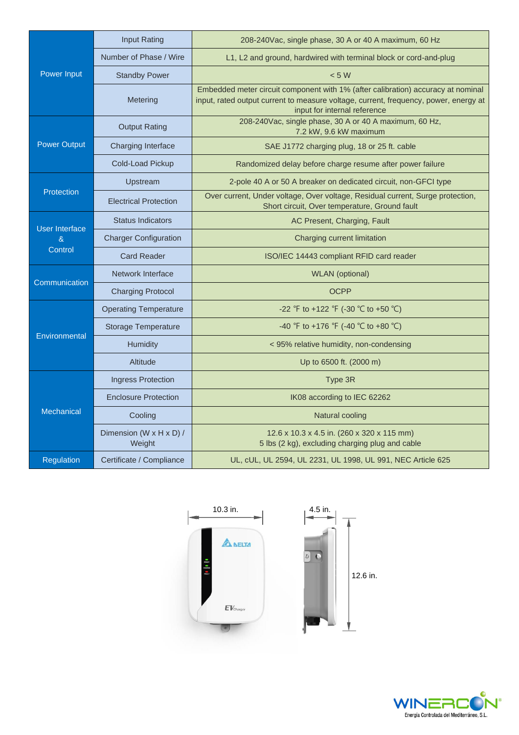| | | |
|---|---|---|
| Power Input | Input Rating | 208-240Vac, single phase, 30 A or 40 A maximum, 60 Hz |
| | Number of Phase / Wire | L1, L2 and ground, hardwired with terminal block or cord-and-plug |
| | Standby Power | < 5 W |
| | Metering | Embedded meter circuit component with 1% (after calibration) accuracy at nominal input, rated output current to measure voltage, current, frequency, power, energy at input for internal reference |
| Power Output | Output Rating | 208-240Vac, single phase, 30 A or 40 A maximum, 60 Hz, 7.2 kW, 9.6 kW maximum |
| | Charging Interface | SAE J1772 charging plug, 18 or 25 ft. cable |
| | Cold-Load Pickup | Randomized delay before charge resume after power failure |
| Protection | Upstream | 2-pole 40 A or 50 A breaker on dedicated circuit, non-GFCI type |
| | Electrical Protection | Over current, Under voltage, Over voltage, Residual current, Surge protection, Short circuit, Over temperature, Ground fault |
| User Interface & Control | Status Indicators | AC Present, Charging, Fault |
| | Charger Configuration | Charging current limitation |
| | Card Reader | ISO/IEC 14443 compliant RFID card reader |
| Communication | Network Interface | WLAN (optional) |
| | Charging Protocol | OCPP |
| Environmental | Operating Temperature | -22 ℉ to +122 ℉ (-30 ℃ to +50 ℃) |
| | Storage Temperature | -40 ℉ to +176 ℉ (-40 ℃ to +80 ℃) |
| | Humidity | < 95% relative humidity, non-condensing |
| | Altitude | Up to 6500 ft. (2000 m) |
| Mechanical | Ingress Protection | Type 3R |
| | Enclosure Protection | IK08 according to IEC 62262 |
| | Cooling | Natural cooling |
| | Dimension (W x H x D) / Weight | 12.6 x 10.3 x 4.5 in. (260 x 320 x 115 mm) 5 lbs (2 kg), excluding charging plug and cable |
| Regulation | Certificate / Compliance | UL, cUL, UL 2594, UL 2231, UL 1998, UL 991, NEC Article 625 |

10.3 in.

4.5 in.

12.6 in.

WINERCON
Energía Controlada del Mediterráneo, S.L.